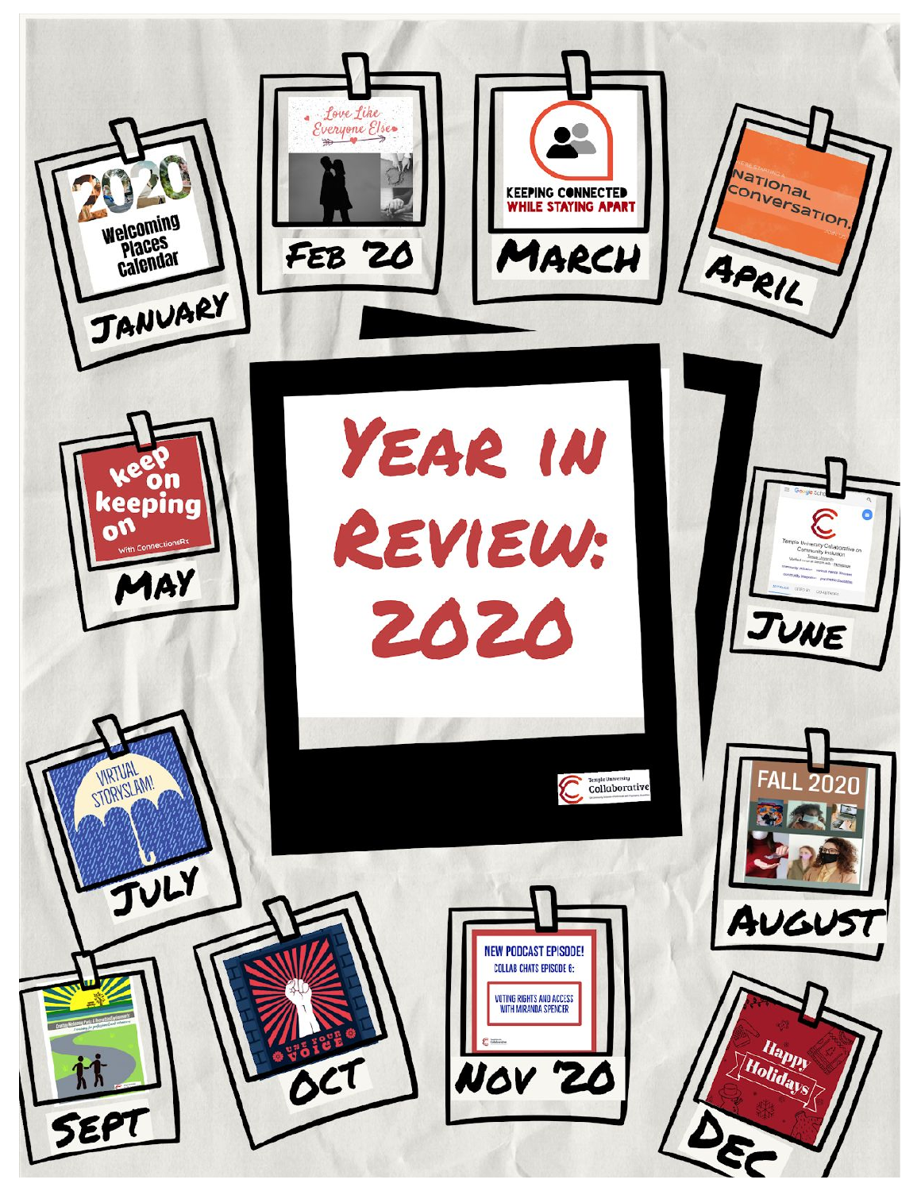# Year in Review: 2020

**January** — 2020 Welcoming Places Calendar

**Feb '20** — Love Like Everyone Else

**March** — Keeping Connected While Staying Apart

**April** — National Conversation

**May** — keep on keeping on With ConnectionsRx

**June** — Temple University Collaborative on Community Inclusion

**July** — Virtual StorySlam!

**August** — Fall 2020

**Sept** — Creating Welcoming Parks & Recreation Environments

**Oct** — Use Your Voice

**Nov '20** — New Podcast Episode! Collab Chats Episode 6: Voting Rights and Access with Miranda Spencer

**Dec** — Happy Holidays

Temple University Collaborative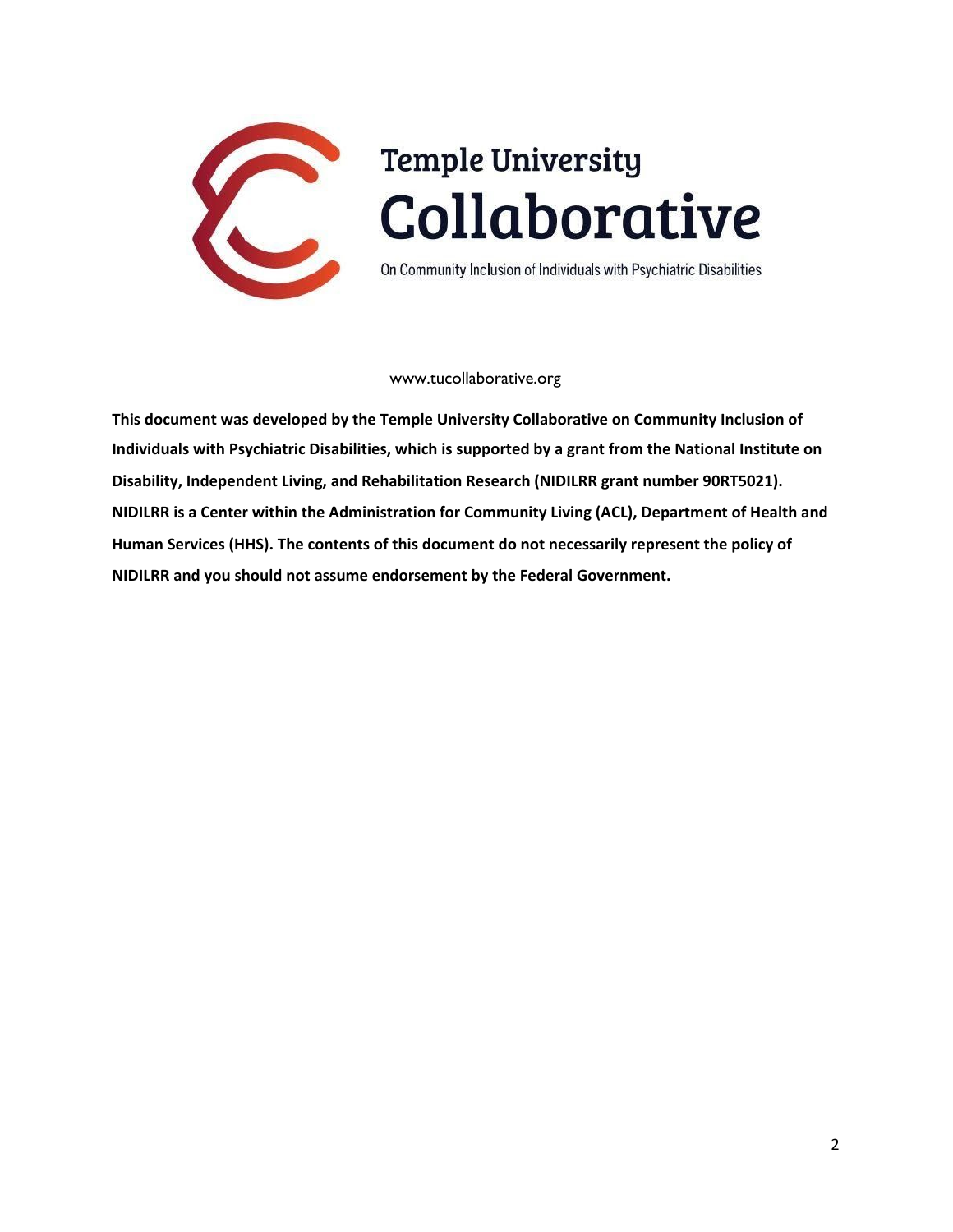Temple University

# Collaborative

On Community Inclusion of Individuals with Psychiatric Disabilities

www.tucollaborative.org

**This document was developed by the Temple University Collaborative on Community Inclusion of Individuals with Psychiatric Disabilities, which is supported by a grant from the National Institute on Disability, Independent Living, and Rehabilitation Research (NIDILRR grant number 90RT5021). NIDILRR is a Center within the Administration for Community Living (ACL), Department of Health and Human Services (HHS). The contents of this document do not necessarily represent the policy of NIDILRR and you should not assume endorsement by the Federal Government.**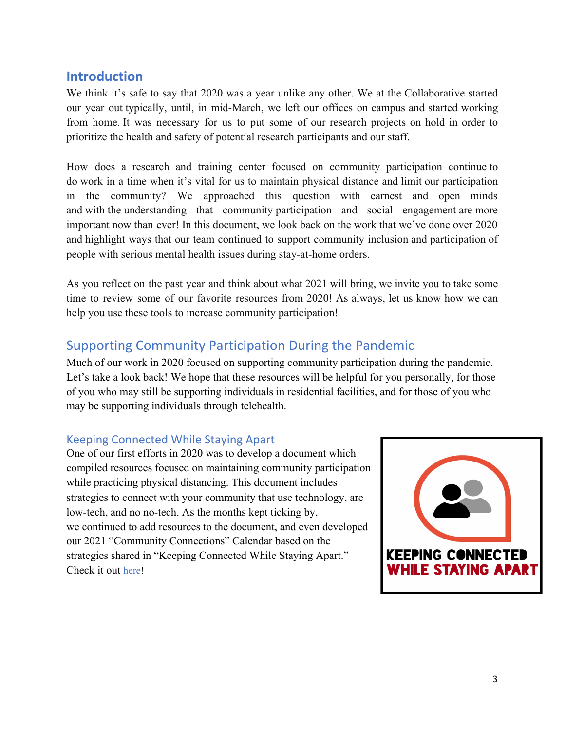## Introduction

We think it's safe to say that 2020 was a year unlike any other. We at the Collaborative started our year out typically, until, in mid-March, we left our offices on campus and started working from home. It was necessary for us to put some of our research projects on hold in order to prioritize the health and safety of potential research participants and our staff.

How does a research and training center focused on community participation continue to do work in a time when it's vital for us to maintain physical distance and limit our participation in the community? We approached this question with earnest and open minds and with the understanding that community participation and social engagement are more important now than ever! In this document, we look back on the work that we've done over 2020 and highlight ways that our team continued to support community inclusion and participation of people with serious mental health issues during stay-at-home orders.

As you reflect on the past year and think about what 2021 will bring, we invite you to take some time to review some of our favorite resources from 2020! As always, let us know how we can help you use these tools to increase community participation!

## Supporting Community Participation During the Pandemic

Much of our work in 2020 focused on supporting community participation during the pandemic. Let's take a look back! We hope that these resources will be helpful for you personally, for those of you who may still be supporting individuals in residential facilities, and for those of you who may be supporting individuals through telehealth.

### Keeping Connected While Staying Apart

One of our first efforts in 2020 was to develop a document which compiled resources focused on maintaining community participation while practicing physical distancing. This document includes strategies to connect with your community that use technology, are low-tech, and no no-tech. As the months kept ticking by, we continued to add resources to the document, and even developed our 2021 "Community Connections" Calendar based on the strategies shared in "Keeping Connected While Staying Apart." Check it out here!

KEEPING CONNECTED WHILE STAYING APART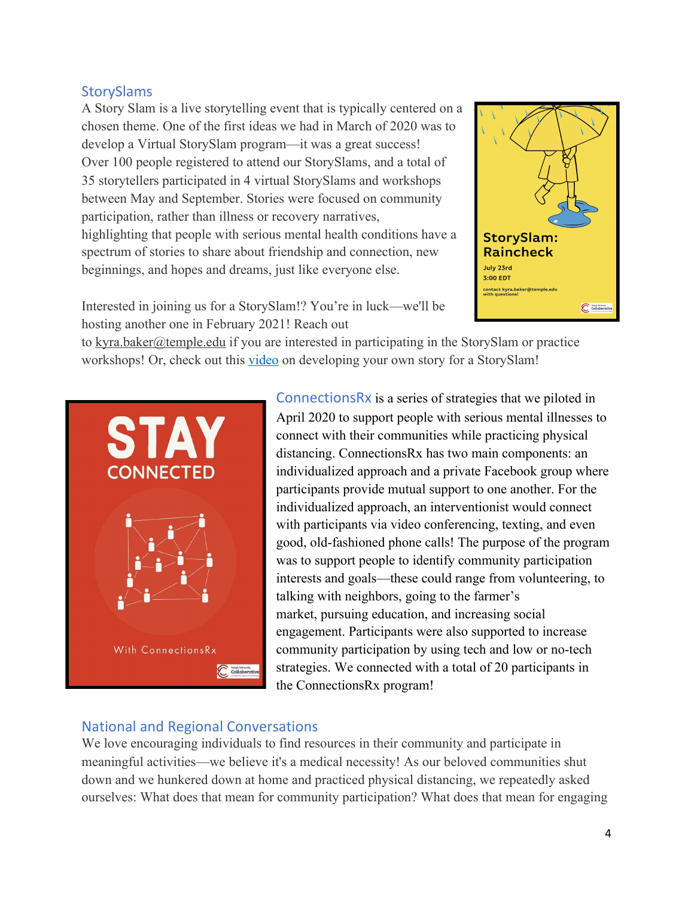## StorySlams

A Story Slam is a live storytelling event that is typically centered on a chosen theme. One of the first ideas we had in March of 2020 was to develop a Virtual StorySlam program—it was a great success! Over 100 people registered to attend our StorySlams, and a total of 35 storytellers participated in 4 virtual StorySlams and workshops between May and September. Stories were focused on community participation, rather than illness or recovery narratives, highlighting that people with serious mental health conditions have a spectrum of stories to share about friendship and connection, new beginnings, and hopes and dreams, just like everyone else.

Interested in joining us for a StorySlam!? You're in luck—we'll be hosting another one in February 2021! Reach out to kyra.baker@temple.edu if you are interested in participating in the StorySlam or practice workshops! Or, check out this video on developing your own story for a StorySlam!

## ConnectionsRx

**ConnectionsRx** is a series of strategies that we piloted in April 2020 to support people with serious mental illnesses to connect with their communities while practicing physical distancing. ConnectionsRx has two main components: an individualized approach and a private Facebook group where participants provide mutual support to one another. For the individualized approach, an interventionist would connect with participants via video conferencing, texting, and even good, old-fashioned phone calls! The purpose of the program was to support people to identify community participation interests and goals—these could range from volunteering, to talking with neighbors, going to the farmer's market, pursuing education, and increasing social engagement. Participants were also supported to increase community participation by using tech and low or no-tech strategies. We connected with a total of 20 participants in the ConnectionsRx program!

## National and Regional Conversations

We love encouraging individuals to find resources in their community and participate in meaningful activities—we believe it's a medical necessity! As our beloved communities shut down and we hunkered down at home and practiced physical distancing, we repeatedly asked ourselves: What does that mean for community participation? What does that mean for engaging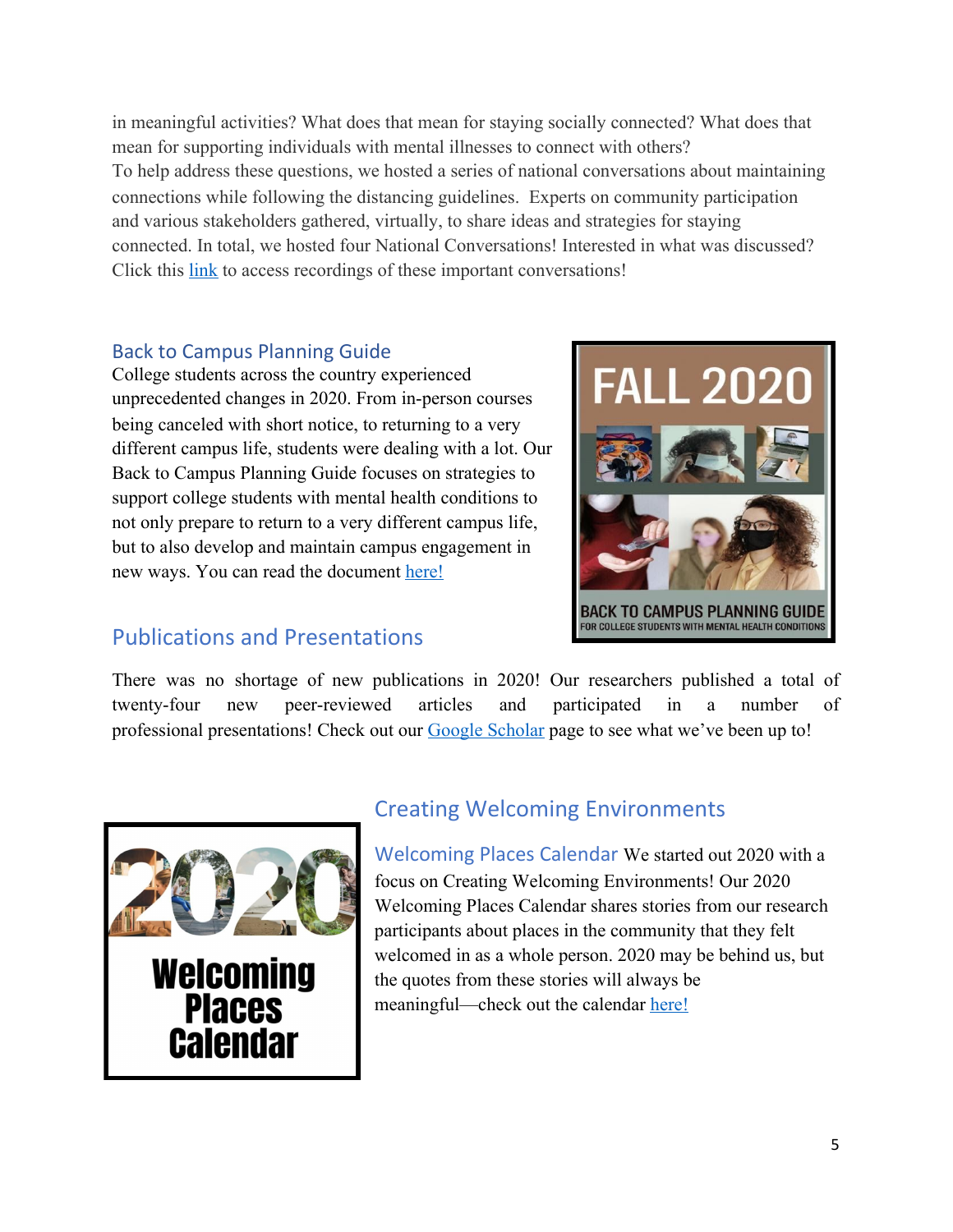in meaningful activities? What does that mean for staying socially connected? What does that mean for supporting individuals with mental illnesses to connect with others?
To help address these questions, we hosted a series of national conversations about maintaining connections while following the distancing guidelines. Experts on community participation and various stakeholders gathered, virtually, to share ideas and strategies for staying connected. In total, we hosted four National Conversations! Interested in what was discussed? Click this link to access recordings of these important conversations!

### Back to Campus Planning Guide

College students across the country experienced unprecedented changes in 2020. From in-person courses being canceled with short notice, to returning to a very different campus life, students were dealing with a lot. Our Back to Campus Planning Guide focuses on strategies to support college students with mental health conditions to not only prepare to return to a very different campus life, but to also develop and maintain campus engagement in new ways. You can read the document here!

## Publications and Presentations

There was no shortage of new publications in 2020! Our researchers published a total of twenty-four new peer-reviewed articles and participated in a number of professional presentations! Check out our Google Scholar page to see what we've been up to!

## Creating Welcoming Environments

**Welcoming Places Calendar** We started out 2020 with a focus on Creating Welcoming Environments! Our 2020 Welcoming Places Calendar shares stories from our research participants about places in the community that they felt welcomed in as a whole person. 2020 may be behind us, but the quotes from these stories will always be meaningful—check out the calendar here!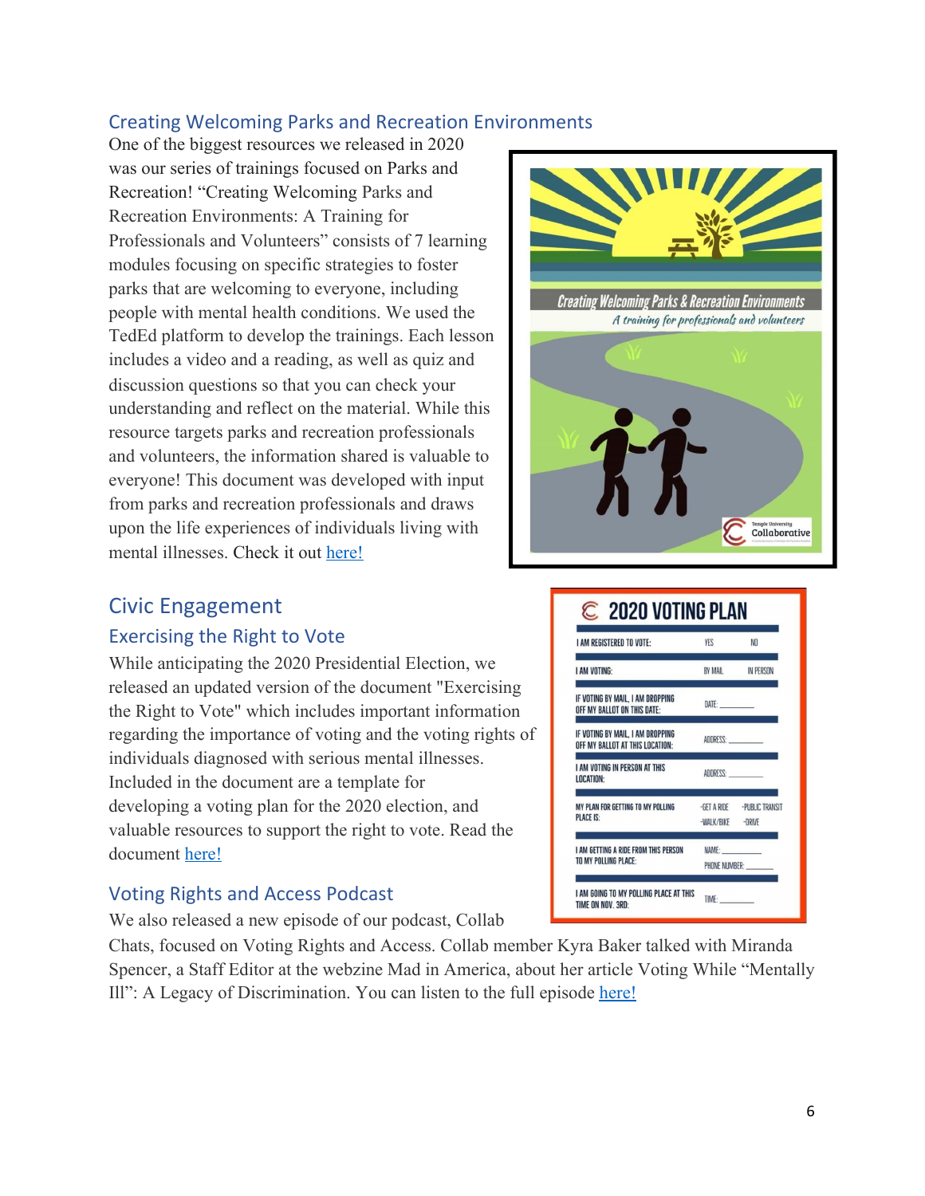### Creating Welcoming Parks and Recreation Environments

One of the biggest resources we released in 2020 was our series of trainings focused on Parks and Recreation! "Creating Welcoming Parks and Recreation Environments: A Training for Professionals and Volunteers" consists of 7 learning modules focusing on specific strategies to foster parks that are welcoming to everyone, including people with mental health conditions. We used the TedEd platform to develop the trainings. Each lesson includes a video and a reading, as well as quiz and discussion questions so that you can check your understanding and reflect on the material. While this resource targets parks and recreation professionals and volunteers, the information shared is valuable to everyone! This document was developed with input from parks and recreation professionals and draws upon the life experiences of individuals living with mental illnesses. Check it out [here!]

## Civic Engagement

### Exercising the Right to Vote

While anticipating the 2020 Presidential Election, we released an updated version of the document "Exercising the Right to Vote" which includes important information regarding the importance of voting and the voting rights of individuals diagnosed with serious mental illnesses. Included in the document are a template for developing a voting plan for the 2020 election, and valuable resources to support the right to vote. Read the document [here!]

### Voting Rights and Access Podcast

We also released a new episode of our podcast, Collab Chats, focused on Voting Rights and Access. Collab member Kyra Baker talked with Miranda Spencer, a Staff Editor at the webzine Mad in America, about her article Voting While "Mentally Ill": A Legacy of Discrimination. You can listen to the full episode [here!]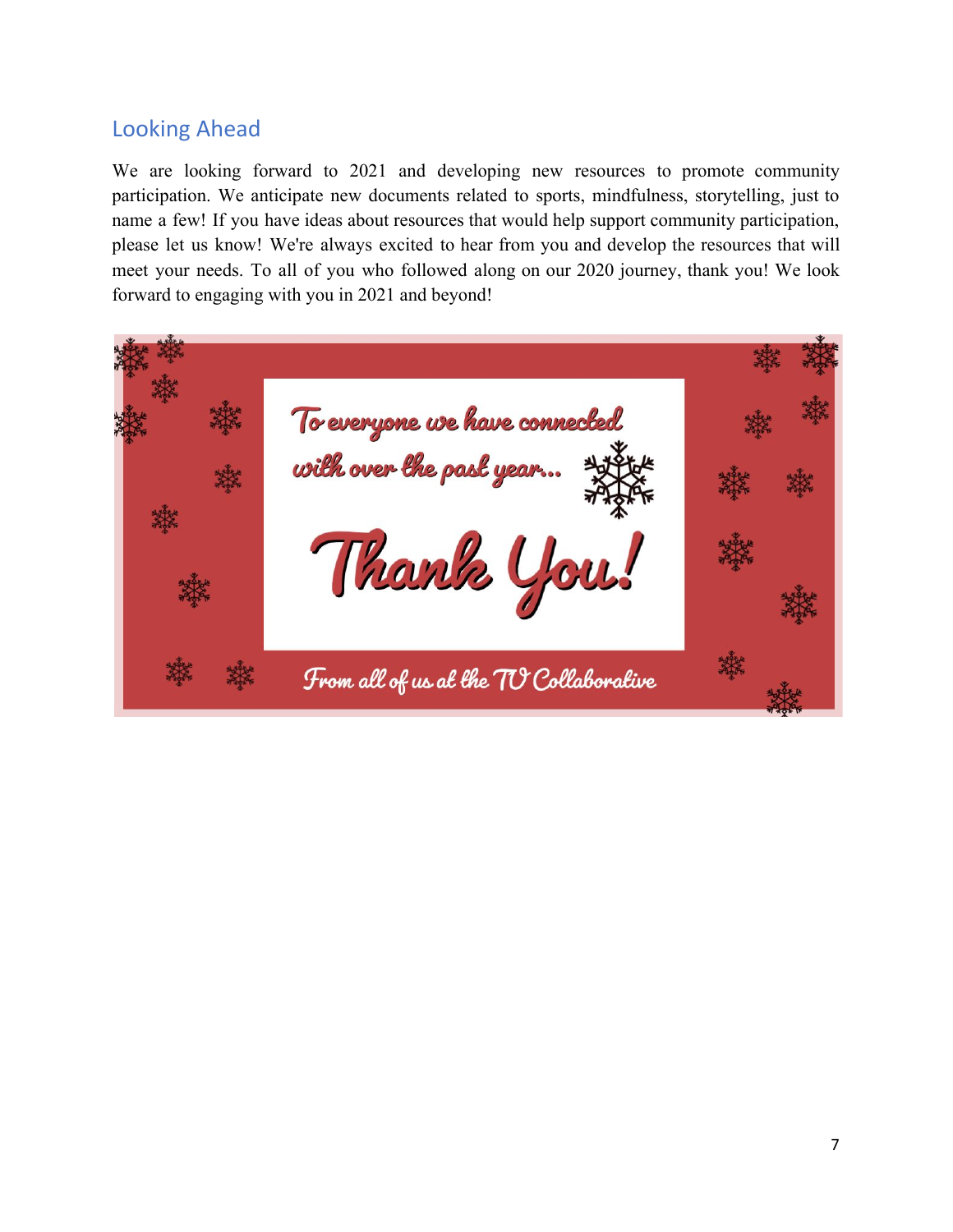## Looking Ahead

We are looking forward to 2021 and developing new resources to promote community participation. We anticipate new documents related to sports, mindfulness, storytelling, just to name a few! If you have ideas about resources that would help support community participation, please let us know! We're always excited to hear from you and develop the resources that will meet your needs. To all of you who followed along on our 2020 journey, thank you! We look forward to engaging with you in 2021 and beyond!

To everyone we have connected with over the past year...

Thank You!

From all of us at the TU Collaborative